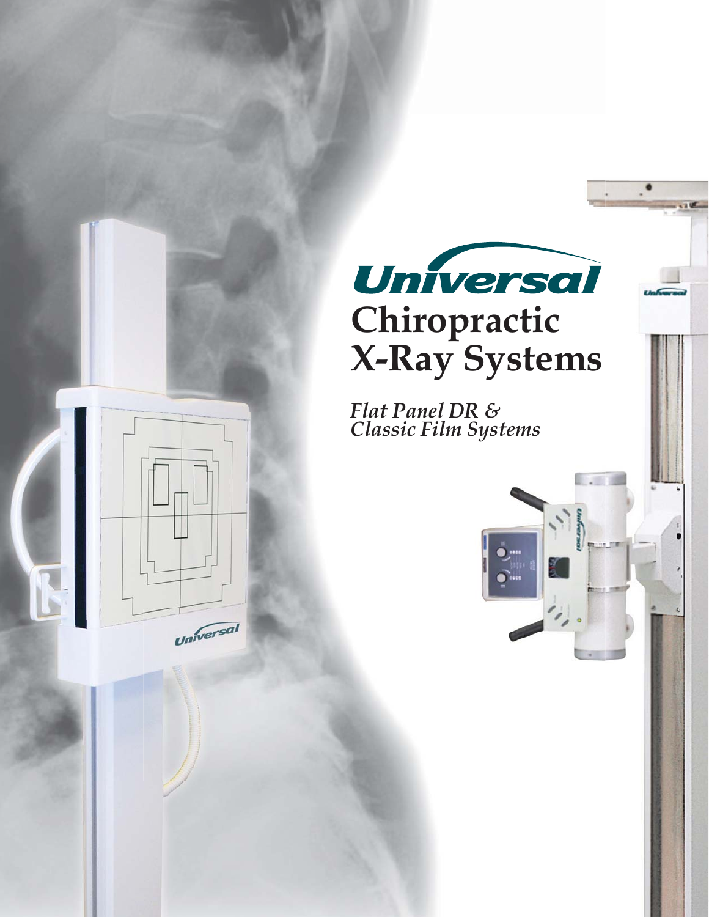# Universal

# Chiropractic X-Ray Systems

*Flat Panel DR & Classic Film Systems*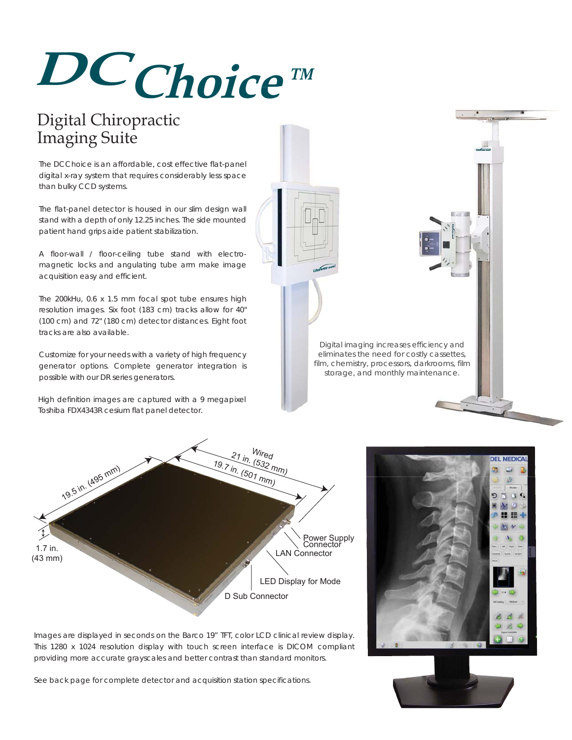# DC Choice™

## Digital Chiropractic Imaging Suite

The DC Choice is an affordable, cost effective flat-panel digital x-ray system that requires considerably less space than bulky CCD systems.

The flat-panel detector is housed in our slim design wall stand with a depth of only 12.25 inches. The side mounted patient hand grips aide patient stabilization.

A floor-wall / floor-ceiling tube stand with electro-magnetic locks and angulating tube arm make image acquisition easy and efficient.

The 200kHu, 0.6 x 1.5 mm focal spot tube ensures high resolution images. Six foot (183 cm) tracks allow for 40" (100 cm) and 72" (180 cm) detector distances. Eight foot tracks are also available.

Customize for your needs with a variety of high frequency generator options. Complete generator integration is possible with our DR series generators.

High definition images are captured with a 9 megapixel Toshiba FDX4343R cesium flat panel detector.

Digital imaging increases efficiency and eliminates the need for costly cassettes, film, chemistry, processors, darkrooms, film storage, and monthly maintenance.

Wired
21 in. (532 mm)
19.7 in. (501 mm)
19.5 in. (495 mm)
1.7 in. (43 mm)
Power Supply Connector
LAN Connector
LED Display for Mode
D Sub Connector

Images are displayed in seconds on the Barco 19" TFT, color LCD clinical review display. This 1280 x 1024 resolution display with touch screen interface is DICOM compliant providing more accurate grayscales and better contrast than standard monitors.

See back page for complete detector and acquisition station specifications.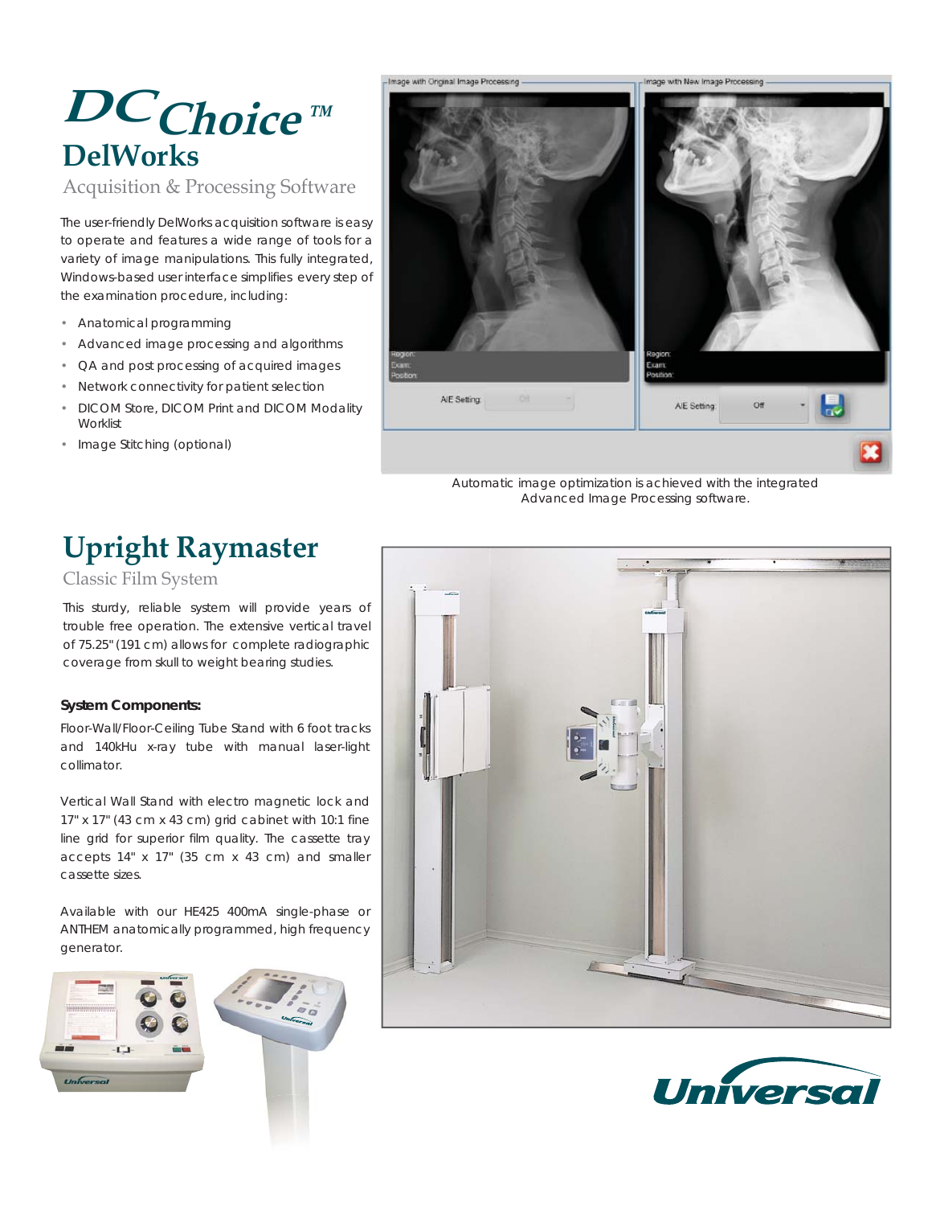# DC Choice™ DelWorks

## Acquisition & Processing Software

The user-friendly DelWorks acquisition software is easy to operate and features a wide range of tools for a variety of image manipulations. This fully integrated, Windows-based user interface simplifies every step of the examination procedure, including:

- Anatomical programming
- Advanced image processing and algorithms
- QA and post processing of acquired images
- Network connectivity for patient selection
- DICOM Store, DICOM Print and DICOM Modality Worklist
- Image Stitching (optional)

Automatic image optimization is achieved with the integrated Advanced Image Processing software.

# Upright Raymaster

## Classic Film System

This sturdy, reliable system will provide years of trouble free operation. The extensive vertical travel of 75.25" (191 cm) allows for complete radiographic coverage from skull to weight bearing studies.

**System Components:**

Floor-Wall/Floor-Ceiling Tube Stand with 6 foot tracks and 140kHu x-ray tube with manual laser-light collimator.

Vertical Wall Stand with electro magnetic lock and 17" x 17" (43 cm x 43 cm) grid cabinet with 10:1 fine line grid for superior film quality. The cassette tray accepts 14" x 17" (35 cm x 43 cm) and smaller cassette sizes.

Available with our HE425 400mA single-phase or ANTHEM anatomically programmed, high frequency generator.

Universal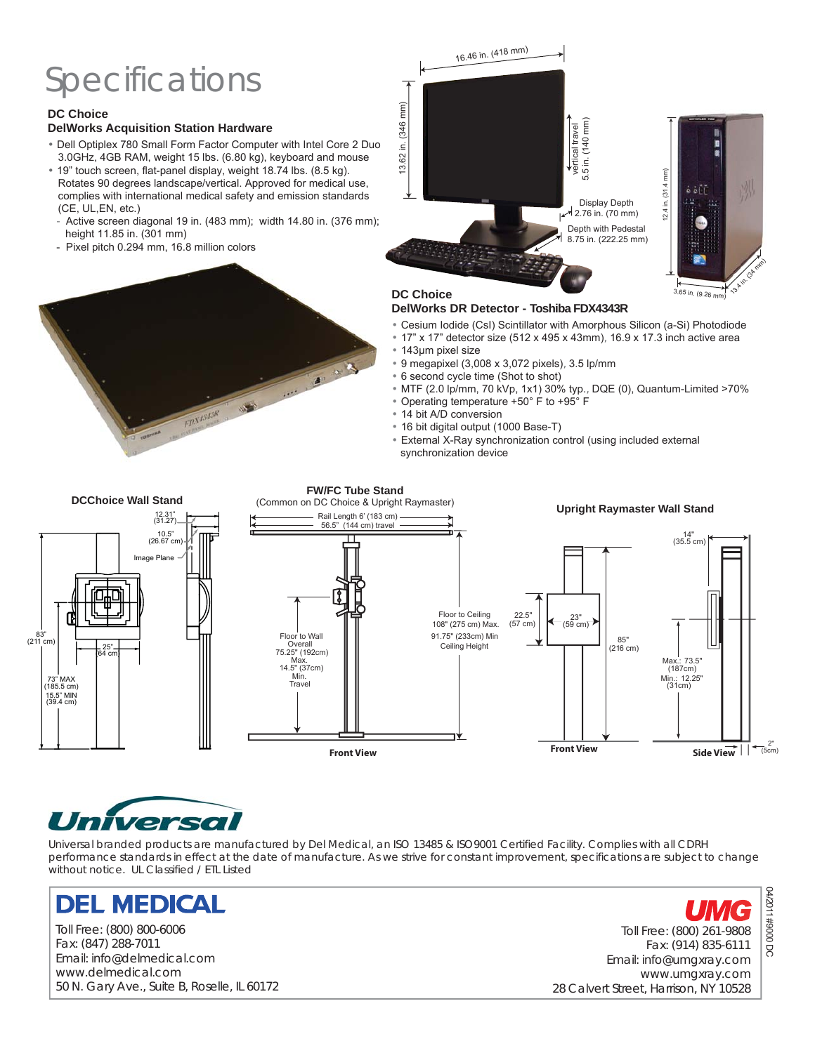# Specifications

## DC Choice
## DelWorks Acquisition Station Hardware

- Dell Optiplex 780 Small Form Factor Computer with Intel Core 2 Duo 3.0GHz, 4GB RAM, weight 15 lbs. (6.80 kg), keyboard and mouse
- 19" touch screen, flat-panel display, weight 18.74 lbs. (8.5 kg). Rotates 90 degrees landscape/vertical. Approved for medical use, complies with international medical safety and emission standards (CE, UL,EN, etc.)
  - Active screen diagonal 19 in. (483 mm); width 14.80 in. (376 mm); height 11.85 in. (301 mm)
  - Pixel pitch 0.294 mm, 16.8 million colors

16.46 in. (418 mm)
13.62 in. (346 mm)
vertical travel 5.5 in. (140 mm)
Display Depth 2.76 in. (70 mm)
Depth with Pedestal 8.75 in. (222.25 mm)
12.4 in. (31.4 mm)
3.65 in. (9.26 mm)
13.4 in. (34 mm)

## DC Choice
## DelWorks DR Detector - Toshiba FDX4343R

- Cesium Iodide (CsI) Scintillator with Amorphous Silicon (a-Si) Photodiode
- 17" x 17" detector size (512 x 495 x 43mm), 16.9 x 17.3 inch active area
- 143µm pixel size
- 9 megapixel (3,008 x 3,072 pixels), 3.5 lp/mm
- 6 second cycle time (Shot to shot)
- MTF (2.0 lp/mm, 70 kVp, 1x1) 30% typ., DQE (0), Quantum-Limited >70%
- Operating temperature +50° F to +95° F
- 14 bit A/D conversion
- 16 bit digital output (1000 Base-T)
- External X-Ray synchronization control (using included external synchronization device

### DCChoice Wall Stand

12.31" (31.27)
10.5" (26.67 cm)
Image Plane
83" (211 cm)
25" (64 cm)
73" MAX (185.5 cm)
15.5" MIN (39.4 cm)

### FW/FC Tube Stand
(Common on DC Choice & Upright Raymaster)

Rail Length 6' (183 cm)
56.5" (144 cm) travel
Floor to Wall Overall 75.25" (192cm) Max. 14.5" (37cm) Min. Travel
Floor to Ceiling 108" (275 cm) Max. 91.75" (233cm) Min Ceiling Height
Front View

### Upright Raymaster Wall Stand

22.5" (57 cm)
23" (59 cm)
85" (216 cm)
Front View
14" (35.5 cm)
Max.: 73.5" (187cm)
Min.: 12.25" (31cm)
Side View
2" (5cm)

**Universal**

Universal branded products are manufactured by Del Medical, an ISO 13485 & ISO 9001 Certified Facility. Complies with all CDRH performance standards in effect at the date of manufacture. As we strive for constant improvement, specifications are subject to change without notice. UL Classified / ETL Listed

**DEL MEDICAL**

Toll Free: (800) 800-6006
Fax: (847) 288-7011
Email: info@delmedical.com
www.delmedical.com
50 N. Gary Ave., Suite B, Roselle, IL 60172

**UMG**

Toll Free: (800) 261-9808
Fax: (914) 835-6111
Email: info@umgxray.com
www.umgxray.com
28 Calvert Street, Harrison, NY 10528

04/2011 #9000 DC